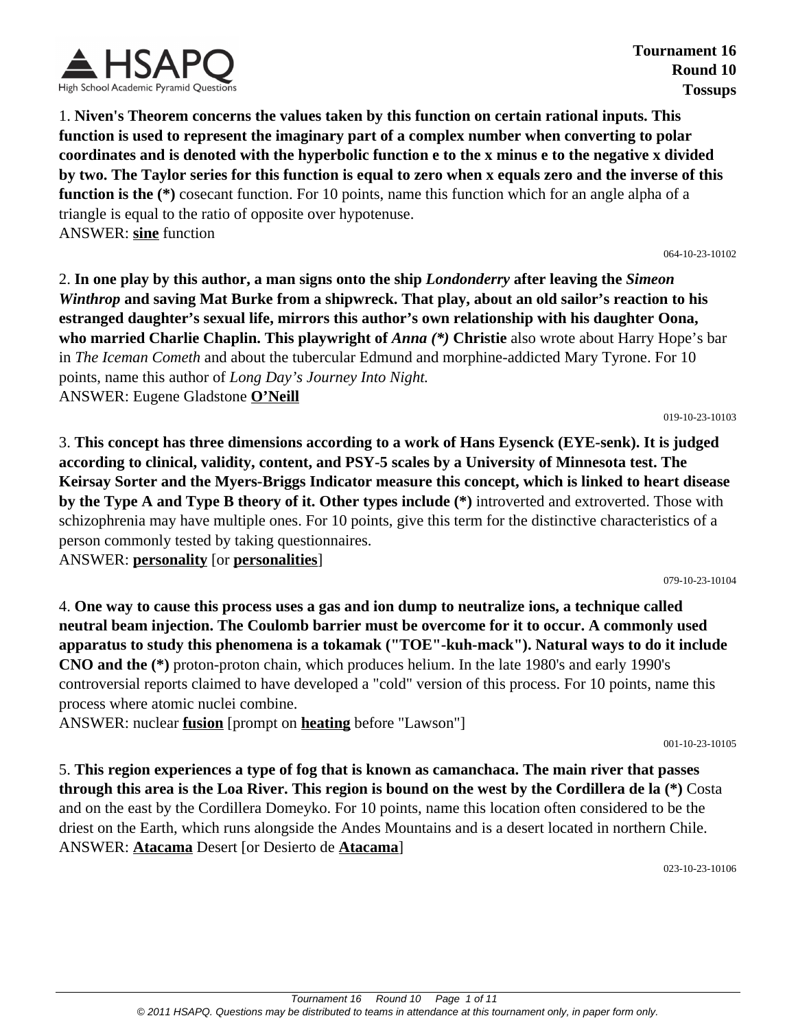Tournament 16
Round 10
Tossups

1. **Niven's Theorem concerns the values taken by this function on certain rational inputs. This function is used to represent the imaginary part of a complex number when converting to polar coordinates and is denoted with the hyperbolic function e to the x minus e to the negative x divided by two. The Taylor series for this function is equal to zero when x equals zero and the inverse of this function is the (*)** cosecant function. For 10 points, name this function which for an angle alpha of a triangle is equal to the ratio of opposite over hypotenuse.
ANSWER: **sine** function

064-10-23-10102

2. **In one play by this author, a man signs onto the ship *Londonderry* after leaving the *Simeon Winthrop* and saving Mat Burke from a shipwreck. That play, about an old sailor's reaction to his estranged daughter's sexual life, mirrors this author's own relationship with his daughter Oona, who married Charlie Chaplin. This playwright of *Anna (*)* Christie** also wrote about Harry Hope's bar in *The Iceman Cometh* and about the tubercular Edmund and morphine-addicted Mary Tyrone. For 10 points, name this author of *Long Day's Journey Into Night.*
ANSWER: Eugene Gladstone **O'Neill**

019-10-23-10103

3. **This concept has three dimensions according to a work of Hans Eysenck (EYE-senk). It is judged according to clinical, validity, content, and PSY-5 scales by a University of Minnesota test. The Keirsay Sorter and the Myers-Briggs Indicator measure this concept, which is linked to heart disease by the Type A and Type B theory of it. Other types include (*)** introverted and extroverted. Those with schizophrenia may have multiple ones. For 10 points, give this term for the distinctive characteristics of a person commonly tested by taking questionnaires.
ANSWER: **personality** [or **personalities**]

079-10-23-10104

4. **One way to cause this process uses a gas and ion dump to neutralize ions, a technique called neutral beam injection. The Coulomb barrier must be overcome for it to occur. A commonly used apparatus to study this phenomena is a tokamak ("TOE"-kuh-mack"). Natural ways to do it include CNO and the (*)** proton-proton chain, which produces helium. In the late 1980's and early 1990's controversial reports claimed to have developed a "cold" version of this process. For 10 points, name this process where atomic nuclei combine.
ANSWER: nuclear **fusion** [prompt on **heating** before "Lawson"]

001-10-23-10105

5. **This region experiences a type of fog that is known as camanchaca. The main river that passes through this area is the Loa River. This region is bound on the west by the Cordillera de la (*)** Costa and on the east by the Cordillera Domeyko. For 10 points, name this location often considered to be the driest on the Earth, which runs alongside the Andes Mountains and is a desert located in northern Chile.
ANSWER: **Atacama** Desert [or Desierto de **Atacama**]

023-10-23-10106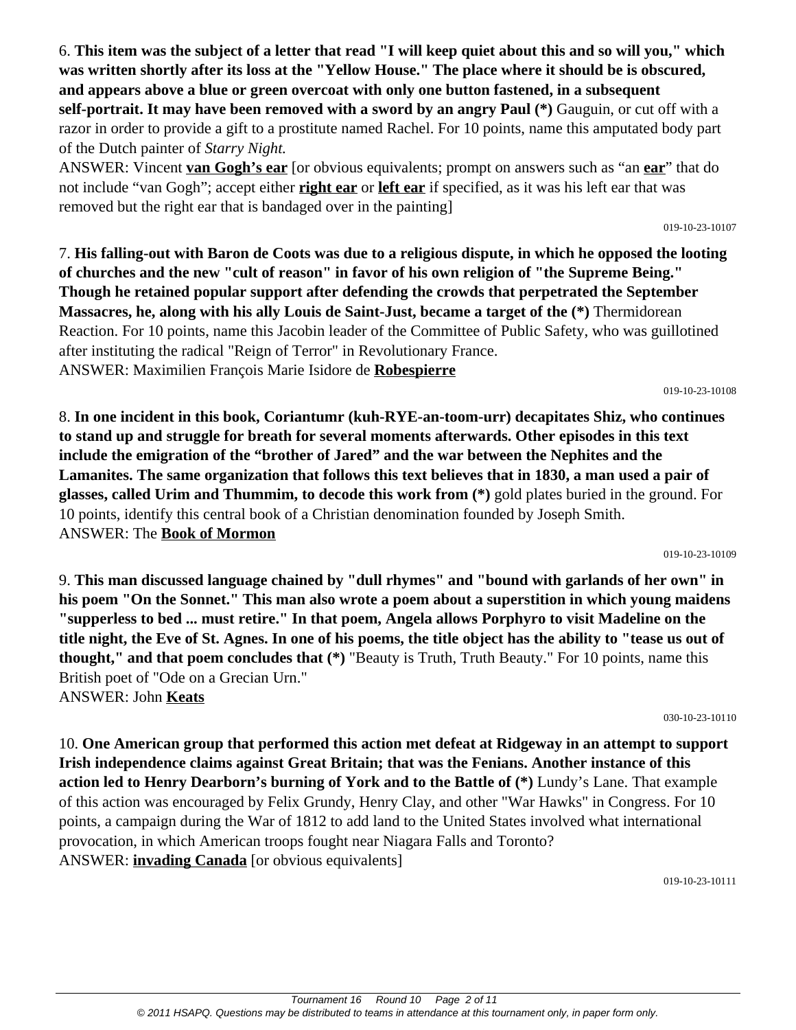6. **This item was the subject of a letter that read "I will keep quiet about this and so will you," which was written shortly after its loss at the "Yellow House." The place where it should be is obscured, and appears above a blue or green overcoat with only one button fastened, in a subsequent self-portrait. It may have been removed with a sword by an angry Paul (*)** Gauguin, or cut off with a razor in order to provide a gift to a prostitute named Rachel. For 10 points, name this amputated body part of the Dutch painter of *Starry Night.*

ANSWER: Vincent **van Gogh's ear** [or obvious equivalents; prompt on answers such as "an **ear**" that do not include "van Gogh"; accept either **right ear** or **left ear** if specified, as it was his left ear that was removed but the right ear that is bandaged over in the painting]

019-10-23-10107

7. **His falling-out with Baron de Coots was due to a religious dispute, in which he opposed the looting of churches and the new "cult of reason" in favor of his own religion of "the Supreme Being." Though he retained popular support after defending the crowds that perpetrated the September Massacres, he, along with his ally Louis de Saint-Just, became a target of the (*)** Thermidorean Reaction. For 10 points, name this Jacobin leader of the Committee of Public Safety, who was guillotined after instituting the radical "Reign of Terror" in Revolutionary France.

ANSWER: Maximilien François Marie Isidore de **Robespierre**

019-10-23-10108

8. **In one incident in this book, Coriantumr (kuh-RYE-an-toom-urr) decapitates Shiz, who continues to stand up and struggle for breath for several moments afterwards. Other episodes in this text include the emigration of the "brother of Jared" and the war between the Nephites and the Lamanites. The same organization that follows this text believes that in 1830, a man used a pair of glasses, called Urim and Thummim, to decode this work from (*)** gold plates buried in the ground. For 10 points, identify this central book of a Christian denomination founded by Joseph Smith.

ANSWER: The **Book of Mormon**

019-10-23-10109

9. **This man discussed language chained by "dull rhymes" and "bound with garlands of her own" in his poem "On the Sonnet." This man also wrote a poem about a superstition in which young maidens "supperless to bed ... must retire." In that poem, Angela allows Porphyro to visit Madeline on the title night, the Eve of St. Agnes. In one of his poems, the title object has the ability to "tease us out of thought," and that poem concludes that (*)** "Beauty is Truth, Truth Beauty." For 10 points, name this British poet of "Ode on a Grecian Urn."

ANSWER: John **Keats**

030-10-23-10110

10. **One American group that performed this action met defeat at Ridgeway in an attempt to support Irish independence claims against Great Britain; that was the Fenians. Another instance of this action led to Henry Dearborn's burning of York and to the Battle of (*)** Lundy's Lane. That example of this action was encouraged by Felix Grundy, Henry Clay, and other "War Hawks" in Congress. For 10 points, a campaign during the War of 1812 to add land to the United States involved what international provocation, in which American troops fought near Niagara Falls and Toronto?

ANSWER: **invading Canada** [or obvious equivalents]

019-10-23-10111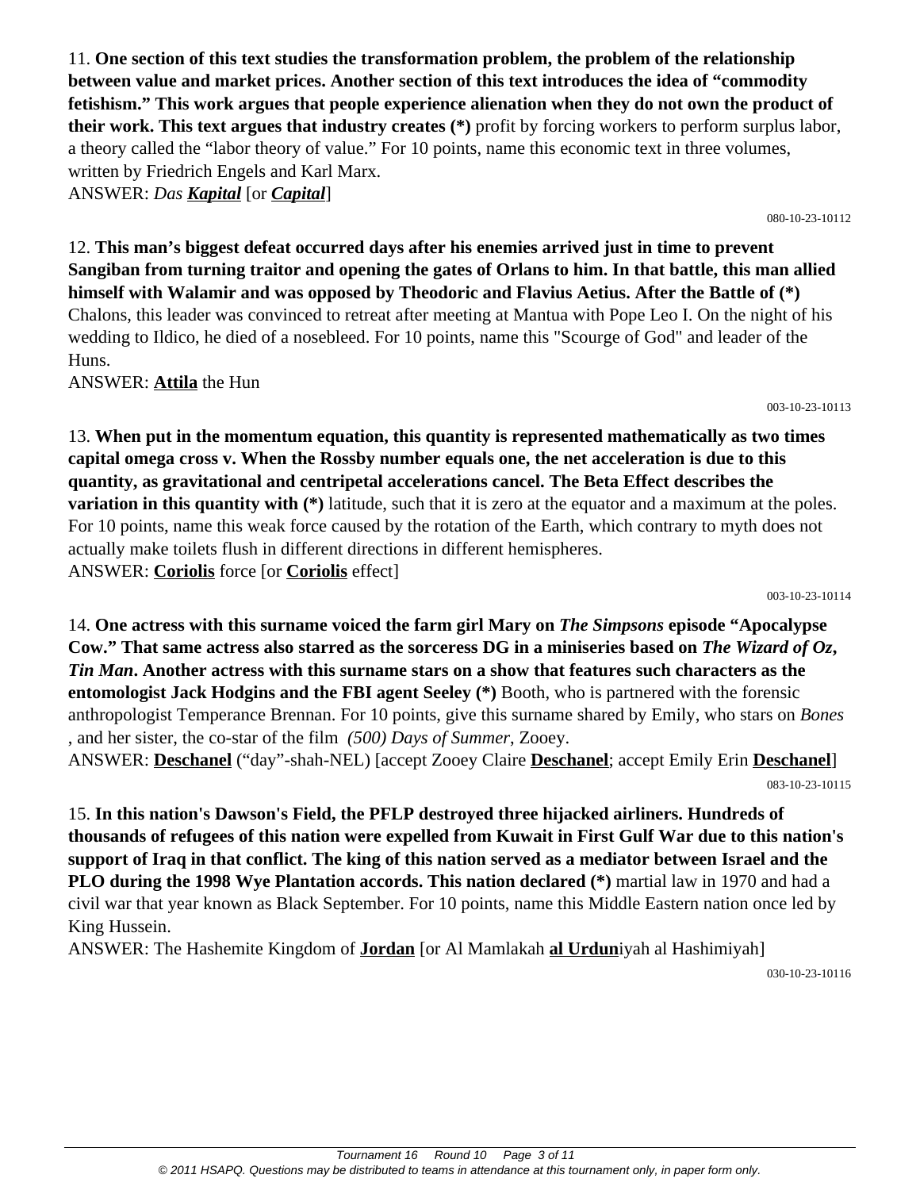11. **One section of this text studies the transformation problem, the problem of the relationship between value and market prices. Another section of this text introduces the idea of "commodity fetishism." This work argues that people experience alienation when they do not own the product of their work. This text argues that industry creates (*)** profit by forcing workers to perform surplus labor, a theory called the "labor theory of value." For 10 points, name this economic text in three volumes, written by Friedrich Engels and Karl Marx.

ANSWER: *Das **Kapital*** [or ***Capital***]

080-10-23-10112

12. **This man's biggest defeat occurred days after his enemies arrived just in time to prevent Sangiban from turning traitor and opening the gates of Orlans to him. In that battle, this man allied himself with Walamir and was opposed by Theodoric and Flavius Aetius. After the Battle of (*)** Chalons, this leader was convinced to retreat after meeting at Mantua with Pope Leo I. On the night of his wedding to Ildico, he died of a nosebleed. For 10 points, name this "Scourge of God" and leader of the Huns.

ANSWER: **Attila** the Hun

003-10-23-10113

13. **When put in the momentum equation, this quantity is represented mathematically as two times capital omega cross v. When the Rossby number equals one, the net acceleration is due to this quantity, as gravitational and centripetal accelerations cancel. The Beta Effect describes the variation in this quantity with (*)** latitude, such that it is zero at the equator and a maximum at the poles. For 10 points, name this weak force caused by the rotation of the Earth, which contrary to myth does not actually make toilets flush in different directions in different hemispheres.

ANSWER: **Coriolis** force [or **Coriolis** effect]

003-10-23-10114

14. **One actress with this surname voiced the farm girl Mary on *The Simpsons* episode "Apocalypse Cow." That same actress also starred as the sorceress DG in a miniseries based on *The Wizard of Oz*, *Tin Man*. Another actress with this surname stars on a show that features such characters as the entomologist Jack Hodgins and the FBI agent Seeley (*)** Booth, who is partnered with the forensic anthropologist Temperance Brennan. For 10 points, give this surname shared by Emily, who stars on *Bones* , and her sister, the co-star of the film *(500) Days of Summer*, Zooey.

ANSWER: **Deschanel** ("day"-shah-NEL) [accept Zooey Claire **Deschanel**; accept Emily Erin **Deschanel**]

083-10-23-10115

15. **In this nation's Dawson's Field, the PFLP destroyed three hijacked airliners. Hundreds of thousands of refugees of this nation were expelled from Kuwait in First Gulf War due to this nation's support of Iraq in that conflict. The king of this nation served as a mediator between Israel and the PLO during the 1998 Wye Plantation accords. This nation declared (*)** martial law in 1970 and had a civil war that year known as Black September. For 10 points, name this Middle Eastern nation once led by King Hussein.

ANSWER: The Hashemite Kingdom of **Jordan** [or Al Mamlakah **al Urdun**iyah al Hashimiyah]

030-10-23-10116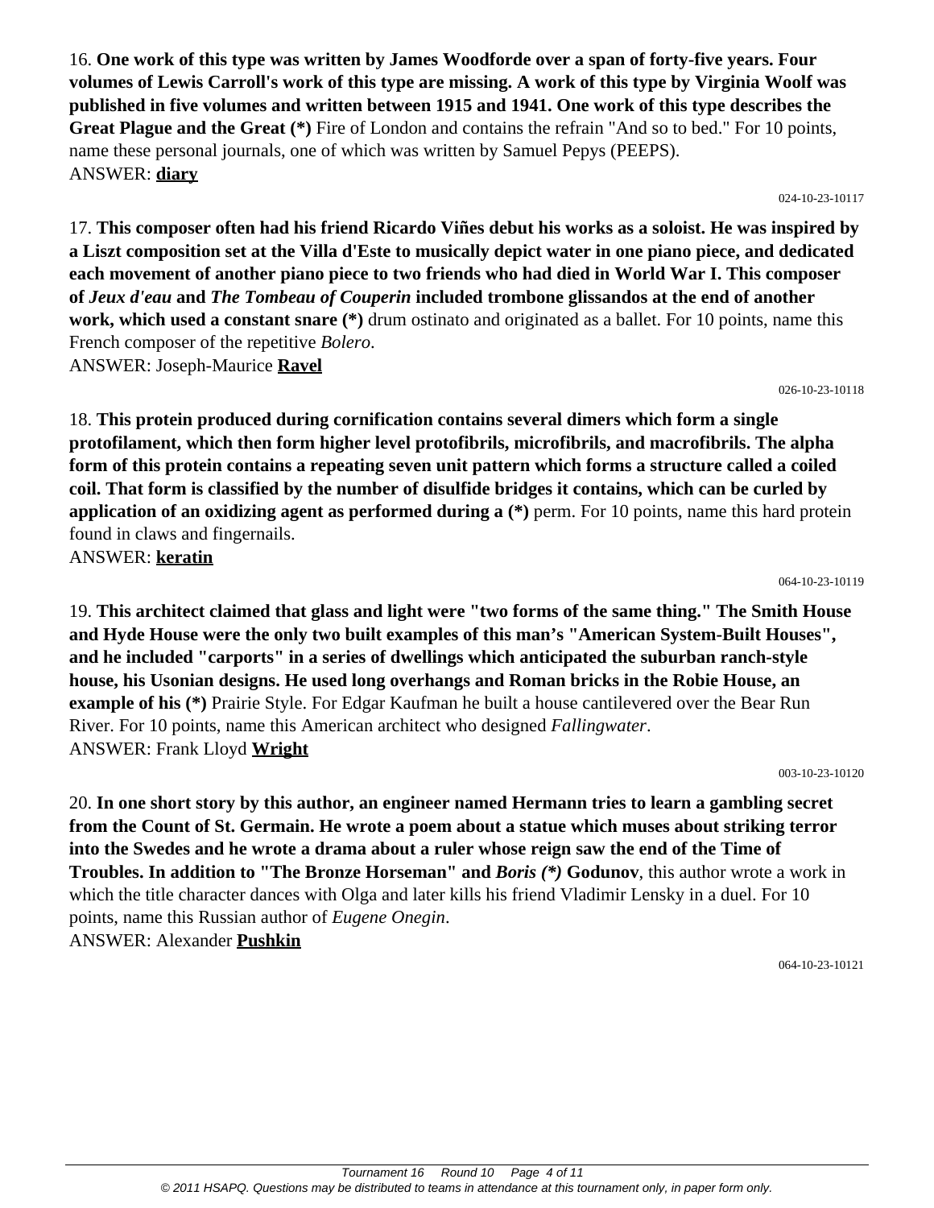16. **One work of this type was written by James Woodforde over a span of forty-five years. Four volumes of Lewis Carroll's work of this type are missing. A work of this type by Virginia Woolf was published in five volumes and written between 1915 and 1941. One work of this type describes the Great Plague and the Great (*)** Fire of London and contains the refrain "And so to bed." For 10 points, name these personal journals, one of which was written by Samuel Pepys (PEEPS).
ANSWER: **diary**

024-10-23-10117

17. **This composer often had his friend Ricardo Viñes debut his works as a soloist. He was inspired by a Liszt composition set at the Villa d'Este to musically depict water in one piano piece, and dedicated each movement of another piano piece to two friends who had died in World War I. This composer of *Jeux d'eau* and *The Tombeau of Couperin* included trombone glissandos at the end of another work, which used a constant snare (*)** drum ostinato and originated as a ballet. For 10 points, name this French composer of the repetitive *Bolero*.
ANSWER: Joseph-Maurice **Ravel**

026-10-23-10118

18. **This protein produced during cornification contains several dimers which form a single protofilament, which then form higher level protofibrils, microfibrils, and macrofibrils. The alpha form of this protein contains a repeating seven unit pattern which forms a structure called a coiled coil. That form is classified by the number of disulfide bridges it contains, which can be curled by application of an oxidizing agent as performed during a (*)** perm. For 10 points, name this hard protein found in claws and fingernails.
ANSWER: **keratin**

064-10-23-10119

19. **This architect claimed that glass and light were "two forms of the same thing." The Smith House and Hyde House were the only two built examples of this man's "American System-Built Houses", and he included "carports" in a series of dwellings which anticipated the suburban ranch-style house, his Usonian designs. He used long overhangs and Roman bricks in the Robie House, an example of his (*)** Prairie Style. For Edgar Kaufman he built a house cantilevered over the Bear Run River. For 10 points, name this American architect who designed *Fallingwater*.
ANSWER: Frank Lloyd **Wright**

003-10-23-10120

20. **In one short story by this author, an engineer named Hermann tries to learn a gambling secret from the Count of St. Germain. He wrote a poem about a statue which muses about striking terror into the Swedes and he wrote a drama about a ruler whose reign saw the end of the Time of Troubles. In addition to "The Bronze Horseman" and *Boris (*)* Godunov**, this author wrote a work in which the title character dances with Olga and later kills his friend Vladimir Lensky in a duel. For 10 points, name this Russian author of *Eugene Onegin*.
ANSWER: Alexander **Pushkin**

064-10-23-10121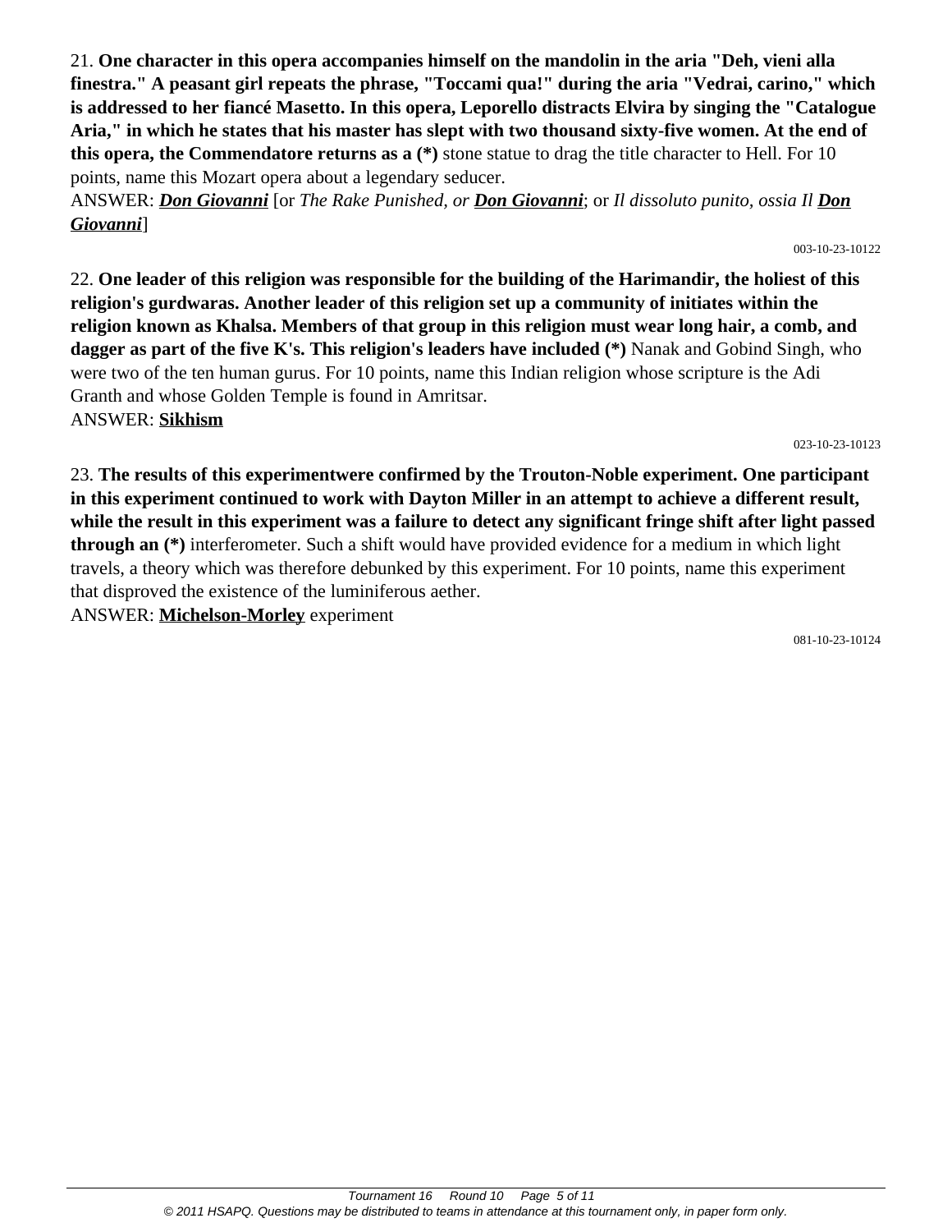21. **One character in this opera accompanies himself on the mandolin in the aria "Deh, vieni alla finestra." A peasant girl repeats the phrase, "Toccami qua!" during the aria "Vedrai, carino," which is addressed to her fiancé Masetto. In this opera, Leporello distracts Elvira by singing the "Catalogue Aria," in which he states that his master has slept with two thousand sixty-five women. At the end of this opera, the Commendatore returns as a (*)** stone statue to drag the title character to Hell. For 10 points, name this Mozart opera about a legendary seducer.

ANSWER: ***Don Giovanni*** [or *The Rake Punished, or* ***Don Giovanni***; or *Il dissoluto punito, ossia Il* ***Don Giovanni***]

003-10-23-10122

22. **One leader of this religion was responsible for the building of the Harimandir, the holiest of this religion's gurdwaras. Another leader of this religion set up a community of initiates within the religion known as Khalsa. Members of that group in this religion must wear long hair, a comb, and dagger as part of the five K's. This religion's leaders have included (*)** Nanak and Gobind Singh, who were two of the ten human gurus. For 10 points, name this Indian religion whose scripture is the Adi Granth and whose Golden Temple is found in Amritsar.

ANSWER: **Sikhism**

023-10-23-10123

23. **The results of this experimentwere confirmed by the Trouton-Noble experiment. One participant in this experiment continued to work with Dayton Miller in an attempt to achieve a different result, while the result in this experiment was a failure to detect any significant fringe shift after light passed through an (*)** interferometer. Such a shift would have provided evidence for a medium in which light travels, a theory which was therefore debunked by this experiment. For 10 points, name this experiment that disproved the existence of the luminiferous aether.

ANSWER: **Michelson-Morley** experiment

081-10-23-10124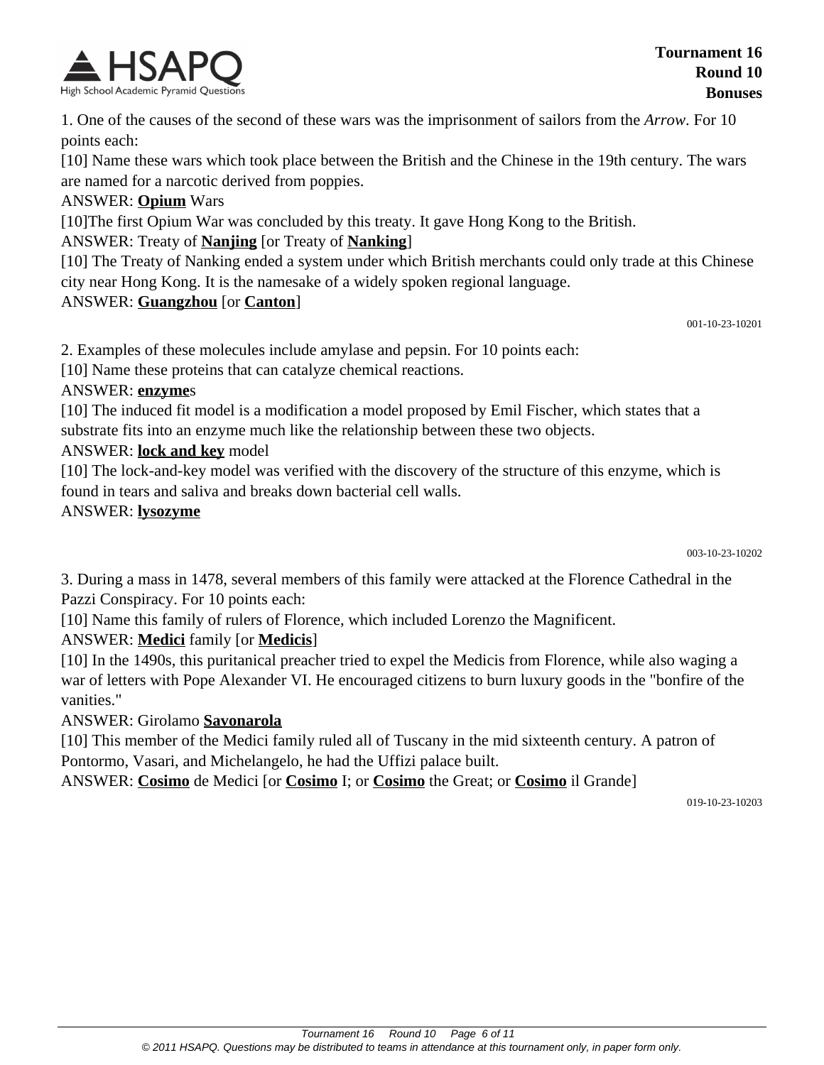1. One of the causes of the second of these wars was the imprisonment of sailors from the *Arrow*. For 10 points each:

[10] Name these wars which took place between the British and the Chinese in the 19th century. The wars are named for a narcotic derived from poppies.

ANSWER: **Opium** Wars

[10]The first Opium War was concluded by this treaty. It gave Hong Kong to the British.

ANSWER: Treaty of **Nanjing** [or Treaty of **Nanking**]

[10] The Treaty of Nanking ended a system under which British merchants could only trade at this Chinese city near Hong Kong. It is the namesake of a widely spoken regional language.

ANSWER: **Guangzhou** [or **Canton**]

001-10-23-10201

2. Examples of these molecules include amylase and pepsin. For 10 points each:

[10] Name these proteins that can catalyze chemical reactions.

ANSWER: **enzyme**s

[10] The induced fit model is a modification a model proposed by Emil Fischer, which states that a substrate fits into an enzyme much like the relationship between these two objects.

ANSWER: **lock and key** model

[10] The lock-and-key model was verified with the discovery of the structure of this enzyme, which is found in tears and saliva and breaks down bacterial cell walls.

ANSWER: **lysozyme**

003-10-23-10202

3. During a mass in 1478, several members of this family were attacked at the Florence Cathedral in the Pazzi Conspiracy. For 10 points each:

[10] Name this family of rulers of Florence, which included Lorenzo the Magnificent.

ANSWER: **Medici** family [or **Medicis**]

[10] In the 1490s, this puritanical preacher tried to expel the Medicis from Florence, while also waging a war of letters with Pope Alexander VI. He encouraged citizens to burn luxury goods in the "bonfire of the vanities."

ANSWER: Girolamo **Savonarola**

[10] This member of the Medici family ruled all of Tuscany in the mid sixteenth century. A patron of Pontormo, Vasari, and Michelangelo, he had the Uffizi palace built.

ANSWER: **Cosimo** de Medici [or **Cosimo** I; or **Cosimo** the Great; or **Cosimo** il Grande]

019-10-23-10203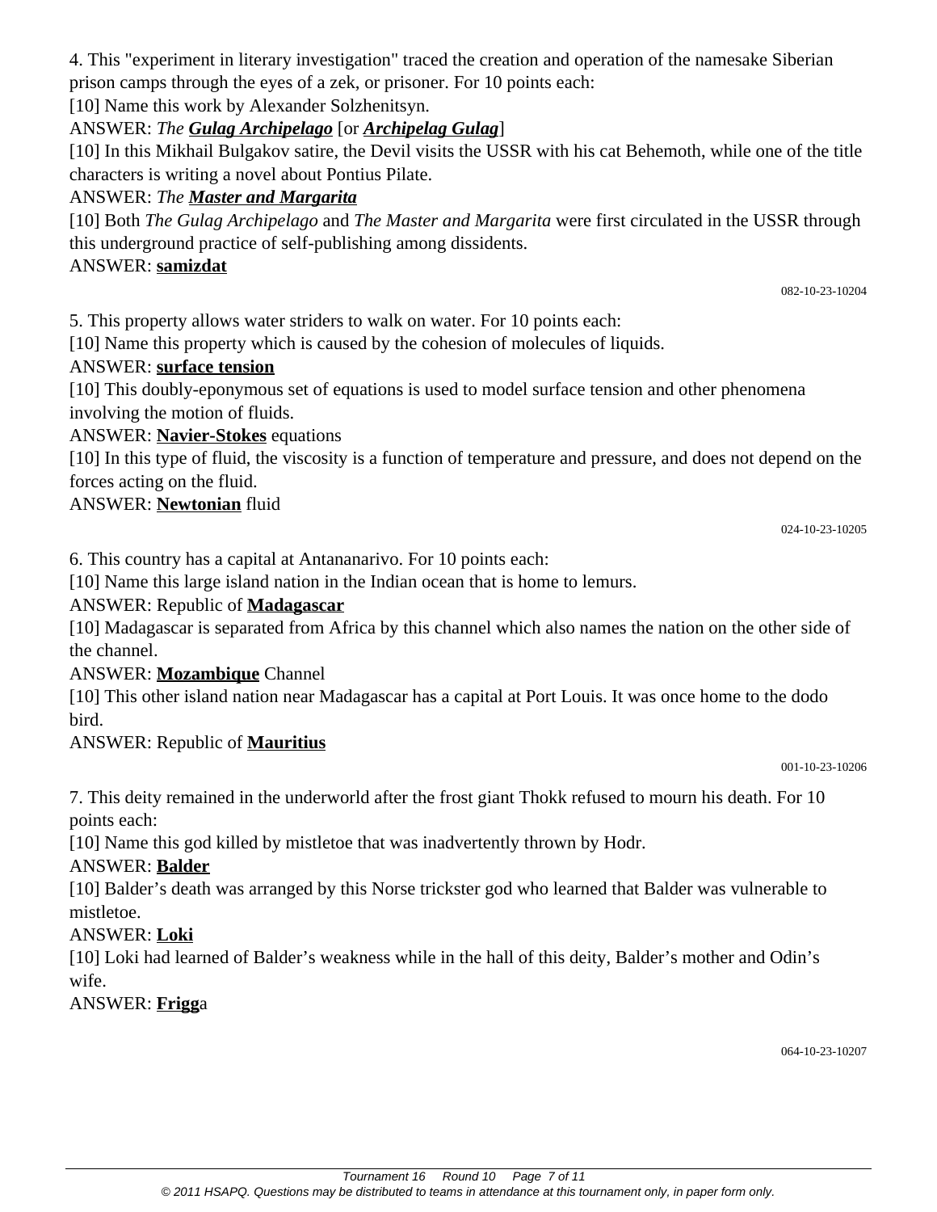4. This "experiment in literary investigation" traced the creation and operation of the namesake Siberian prison camps through the eyes of a zek, or prisoner. For 10 points each:

[10] Name this work by Alexander Solzhenitsyn.

ANSWER: *The **__Gulag Archipelago__*** [or ***__Archipelag Gulag__***]

[10] In this Mikhail Bulgakov satire, the Devil visits the USSR with his cat Behemoth, while one of the title characters is writing a novel about Pontius Pilate.

ANSWER: *The **__Master and Margarita__***

[10] Both *The Gulag Archipelago* and *The Master and Margarita* were first circulated in the USSR through this underground practice of self-publishing among dissidents.

ANSWER: **__samizdat__**

082-10-23-10204

5. This property allows water striders to walk on water. For 10 points each:

[10] Name this property which is caused by the cohesion of molecules of liquids.

ANSWER: **__surface tension__**

[10] This doubly-eponymous set of equations is used to model surface tension and other phenomena involving the motion of fluids.

ANSWER: **__Navier-Stokes__** equations

[10] In this type of fluid, the viscosity is a function of temperature and pressure, and does not depend on the forces acting on the fluid.

ANSWER: **__Newtonian__** fluid

024-10-23-10205

6. This country has a capital at Antananarivo. For 10 points each:

[10] Name this large island nation in the Indian ocean that is home to lemurs.

ANSWER: Republic of **__Madagascar__**

[10] Madagascar is separated from Africa by this channel which also names the nation on the other side of the channel.

ANSWER: **__Mozambique__** Channel

[10] This other island nation near Madagascar has a capital at Port Louis. It was once home to the dodo bird.

ANSWER: Republic of **__Mauritius__**

001-10-23-10206

7. This deity remained in the underworld after the frost giant Thokk refused to mourn his death. For 10 points each:

[10] Name this god killed by mistletoe that was inadvertently thrown by Hodr.

ANSWER: **__Balder__**

[10] Balder's death was arranged by this Norse trickster god who learned that Balder was vulnerable to mistletoe.

ANSWER: **__Loki__**

[10] Loki had learned of Balder's weakness while in the hall of this deity, Balder's mother and Odin's wife.

ANSWER: **__Frigg__**a

064-10-23-10207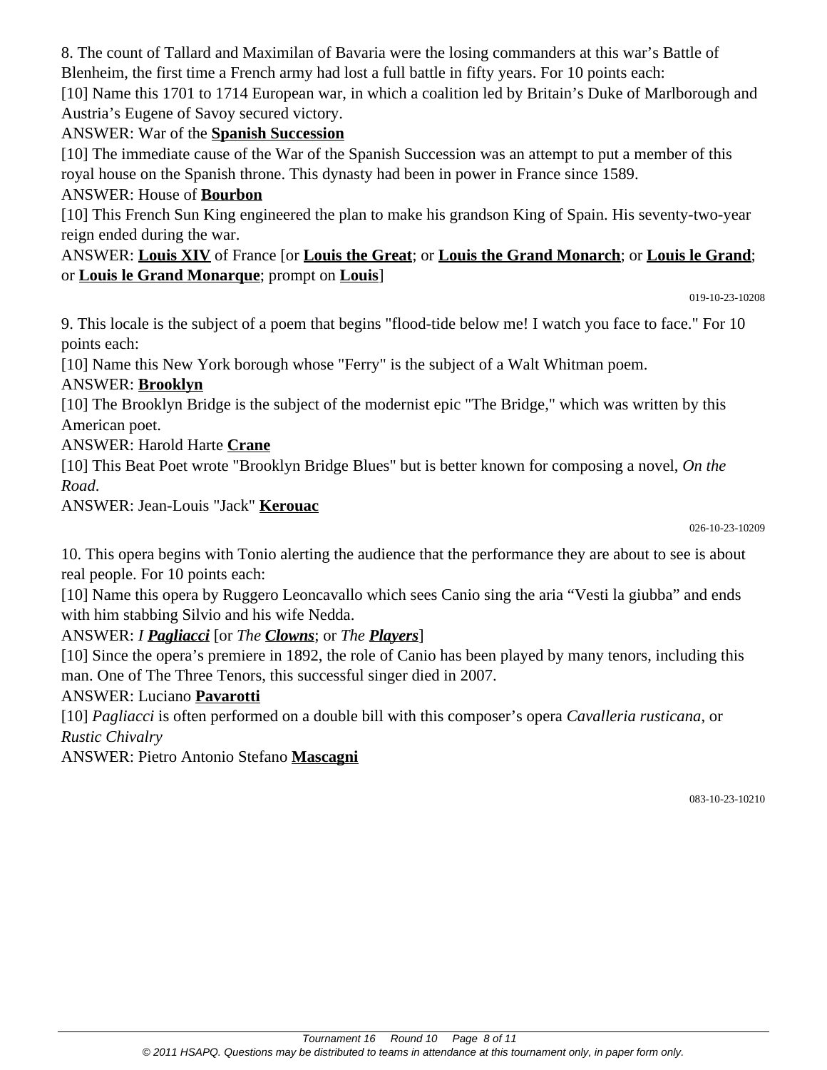8. The count of Tallard and Maximilan of Bavaria were the losing commanders at this war's Battle of Blenheim, the first time a French army had lost a full battle in fifty years. For 10 points each:

[10] Name this 1701 to 1714 European war, in which a coalition led by Britain's Duke of Marlborough and Austria's Eugene of Savoy secured victory.

ANSWER: War of the **Spanish Succession**

[10] The immediate cause of the War of the Spanish Succession was an attempt to put a member of this royal house on the Spanish throne. This dynasty had been in power in France since 1589.

ANSWER: House of **Bourbon**

[10] This French Sun King engineered the plan to make his grandson King of Spain. His seventy-two-year reign ended during the war.

ANSWER: **Louis XIV** of France [or **Louis the Great**; or **Louis the Grand Monarch**; or **Louis le Grand**; or **Louis le Grand Monarque**; prompt on **Louis**]

019-10-23-10208

9. This locale is the subject of a poem that begins "flood-tide below me! I watch you face to face." For 10 points each:

[10] Name this New York borough whose "Ferry" is the subject of a Walt Whitman poem.

ANSWER: **Brooklyn**

[10] The Brooklyn Bridge is the subject of the modernist epic "The Bridge," which was written by this American poet.

ANSWER: Harold Harte **Crane**

[10] This Beat Poet wrote "Brooklyn Bridge Blues" but is better known for composing a novel, *On the Road*.

ANSWER: Jean-Louis "Jack" **Kerouac**

026-10-23-10209

10. This opera begins with Tonio alerting the audience that the performance they are about to see is about real people. For 10 points each:

[10] Name this opera by Ruggero Leoncavallo which sees Canio sing the aria "Vesti la giubba" and ends with him stabbing Silvio and his wife Nedda.

ANSWER: *I **Pagliacci*** [or *The **Clowns***; or *The **Players***]

[10] Since the opera's premiere in 1892, the role of Canio has been played by many tenors, including this man. One of The Three Tenors, this successful singer died in 2007.

ANSWER: Luciano **Pavarotti**

[10] *Pagliacci* is often performed on a double bill with this composer's opera *Cavalleria rusticana*, or *Rustic Chivalry*

ANSWER: Pietro Antonio Stefano **Mascagni**

083-10-23-10210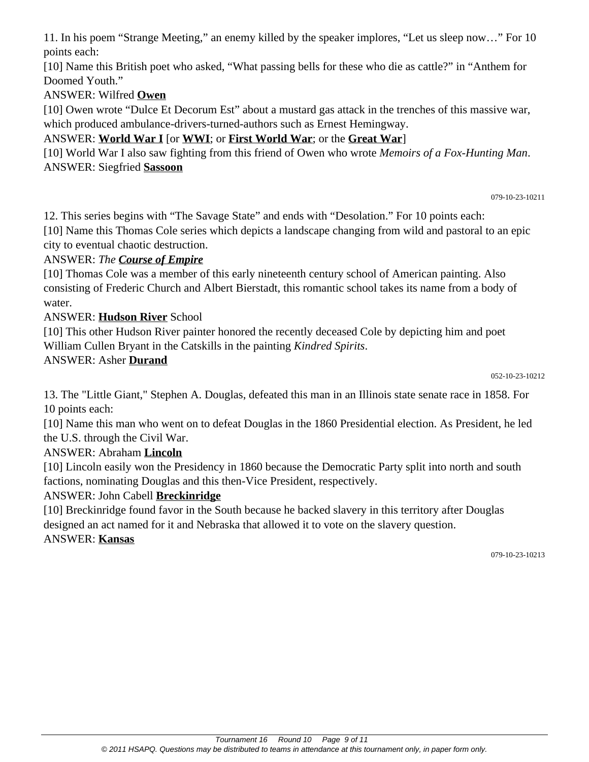11. In his poem “Strange Meeting,” an enemy killed by the speaker implores, “Let us sleep now…” For 10 points each:

[10] Name this British poet who asked, “What passing bells for these who die as cattle?” in “Anthem for Doomed Youth.”

ANSWER: Wilfred **Owen**

[10] Owen wrote “Dulce Et Decorum Est” about a mustard gas attack in the trenches of this massive war, which produced ambulance-drivers-turned-authors such as Ernest Hemingway.

ANSWER: **World War I** [or **WWI**; or **First World War**; or the **Great War**]

[10] World War I also saw fighting from this friend of Owen who wrote *Memoirs of a Fox-Hunting Man*.

ANSWER: Siegfried **Sassoon**

079-10-23-10211

12. This series begins with “The Savage State” and ends with “Desolation.” For 10 points each:

[10] Name this Thomas Cole series which depicts a landscape changing from wild and pastoral to an epic city to eventual chaotic destruction.

ANSWER: *The* ***Course of Empire***

[10] Thomas Cole was a member of this early nineteenth century school of American painting. Also consisting of Frederic Church and Albert Bierstadt, this romantic school takes its name from a body of water.

ANSWER: **Hudson River** School

[10] This other Hudson River painter honored the recently deceased Cole by depicting him and poet William Cullen Bryant in the Catskills in the painting *Kindred Spirits*.

ANSWER: Asher **Durand**

052-10-23-10212

13. The "Little Giant," Stephen A. Douglas, defeated this man in an Illinois state senate race in 1858. For 10 points each:

[10] Name this man who went on to defeat Douglas in the 1860 Presidential election. As President, he led the U.S. through the Civil War.

ANSWER: Abraham **Lincoln**

[10] Lincoln easily won the Presidency in 1860 because the Democratic Party split into north and south factions, nominating Douglas and this then-Vice President, respectively.

ANSWER: John Cabell **Breckinridge**

[10] Breckinridge found favor in the South because he backed slavery in this territory after Douglas designed an act named for it and Nebraska that allowed it to vote on the slavery question.

ANSWER: **Kansas**

079-10-23-10213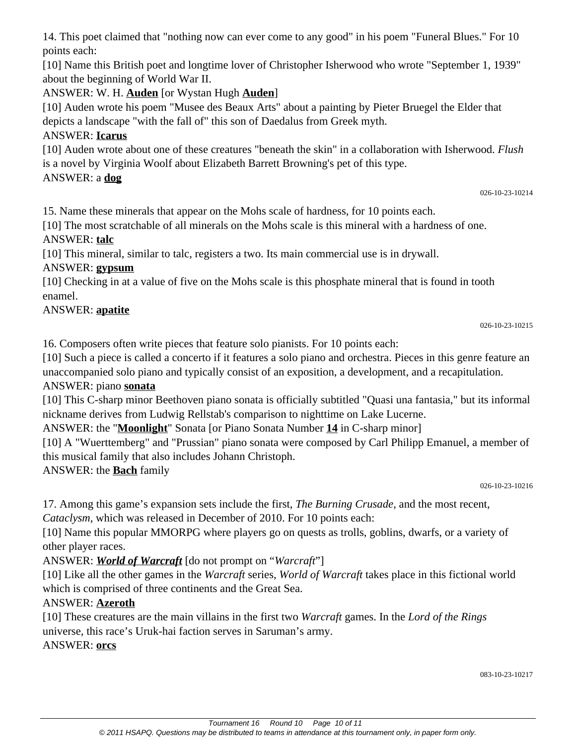14. This poet claimed that "nothing now can ever come to any good" in his poem "Funeral Blues." For 10 points each:

[10] Name this British poet and longtime lover of Christopher Isherwood who wrote "September 1, 1939" about the beginning of World War II.

ANSWER: W. H. **Auden** [or Wystan Hugh **Auden**]

[10] Auden wrote his poem "Musee des Beaux Arts" about a painting by Pieter Bruegel the Elder that depicts a landscape "with the fall of" this son of Daedalus from Greek myth.

ANSWER: **Icarus**

[10] Auden wrote about one of these creatures "beneath the skin" in a collaboration with Isherwood. *Flush* is a novel by Virginia Woolf about Elizabeth Barrett Browning's pet of this type.

ANSWER: a **dog**

026-10-23-10214

15. Name these minerals that appear on the Mohs scale of hardness, for 10 points each.

[10] The most scratchable of all minerals on the Mohs scale is this mineral with a hardness of one.

ANSWER: **talc**

[10] This mineral, similar to talc, registers a two. Its main commercial use is in drywall.

ANSWER: **gypsum**

[10] Checking in at a value of five on the Mohs scale is this phosphate mineral that is found in tooth enamel.

ANSWER: **apatite**

026-10-23-10215

16. Composers often write pieces that feature solo pianists. For 10 points each:

[10] Such a piece is called a concerto if it features a solo piano and orchestra. Pieces in this genre feature an unaccompanied solo piano and typically consist of an exposition, a development, and a recapitulation.

ANSWER: piano **sonata**

[10] This C-sharp minor Beethoven piano sonata is officially subtitled "Quasi una fantasia," but its informal nickname derives from Ludwig Rellstab's comparison to nighttime on Lake Lucerne.

ANSWER: the "**Moonlight**" Sonata [or Piano Sonata Number **14** in C-sharp minor]

[10] A "Wuerttemberg" and "Prussian" piano sonata were composed by Carl Philipp Emanuel, a member of this musical family that also includes Johann Christoph.

ANSWER: the **Bach** family

026-10-23-10216

17. Among this game's expansion sets include the first, *The Burning Crusade*, and the most recent, *Cataclysm*, which was released in December of 2010. For 10 points each:

[10] Name this popular MMORPG where players go on quests as trolls, goblins, dwarfs, or a variety of other player races.

ANSWER: ***World of Warcraft*** [do not prompt on "*Warcraft*"]

[10] Like all the other games in the *Warcraft* series, *World of Warcraft* takes place in this fictional world which is comprised of three continents and the Great Sea.

ANSWER: **Azeroth**

[10] These creatures are the main villains in the first two *Warcraft* games. In the *Lord of the Rings* universe, this race's Uruk-hai faction serves in Saruman's army.

ANSWER: **orcs**

083-10-23-10217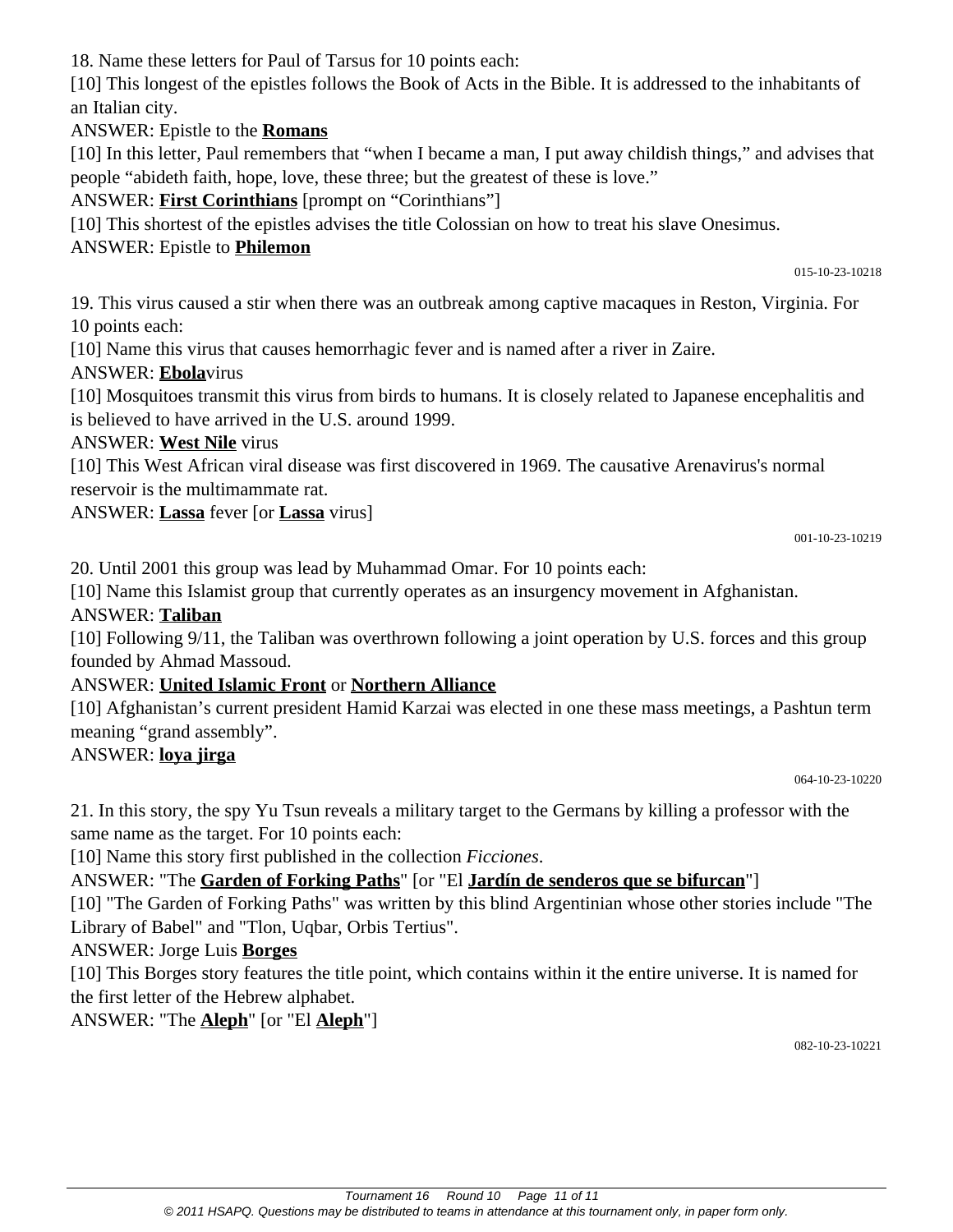18. Name these letters for Paul of Tarsus for 10 points each:

[10] This longest of the epistles follows the Book of Acts in the Bible. It is addressed to the inhabitants of an Italian city.

ANSWER: Epistle to the **Romans**

[10] In this letter, Paul remembers that "when I became a man, I put away childish things," and advises that people "abideth faith, hope, love, these three; but the greatest of these is love."

ANSWER: **First Corinthians** [prompt on "Corinthians"]

[10] This shortest of the epistles advises the title Colossian on how to treat his slave Onesimus.

ANSWER: Epistle to **Philemon**

015-10-23-10218

19. This virus caused a stir when there was an outbreak among captive macaques in Reston, Virginia. For 10 points each:

[10] Name this virus that causes hemorrhagic fever and is named after a river in Zaire.

ANSWER: **Ebola**virus

[10] Mosquitoes transmit this virus from birds to humans. It is closely related to Japanese encephalitis and is believed to have arrived in the U.S. around 1999.

ANSWER: **West Nile** virus

[10] This West African viral disease was first discovered in 1969. The causative Arenavirus's normal reservoir is the multimammate rat.

ANSWER: **Lassa** fever [or **Lassa** virus]

001-10-23-10219

20. Until 2001 this group was lead by Muhammad Omar. For 10 points each:

[10] Name this Islamist group that currently operates as an insurgency movement in Afghanistan.

ANSWER: **Taliban**

[10] Following 9/11, the Taliban was overthrown following a joint operation by U.S. forces and this group founded by Ahmad Massoud.

ANSWER: **United Islamic Front** or **Northern Alliance**

[10] Afghanistan's current president Hamid Karzai was elected in one these mass meetings, a Pashtun term meaning "grand assembly".

ANSWER: **loya jirga**

064-10-23-10220

21. In this story, the spy Yu Tsun reveals a military target to the Germans by killing a professor with the same name as the target. For 10 points each:

[10] Name this story first published in the collection *Ficciones*.

ANSWER: "The **Garden of Forking Paths**" [or "El **Jardín de senderos que se bifurcan**"]

[10] "The Garden of Forking Paths" was written by this blind Argentinian whose other stories include "The Library of Babel" and "Tlon, Uqbar, Orbis Tertius".

ANSWER: Jorge Luis **Borges**

[10] This Borges story features the title point, which contains within it the entire universe. It is named for the first letter of the Hebrew alphabet.

ANSWER: "The **Aleph**" [or "El **Aleph**"]

082-10-23-10221